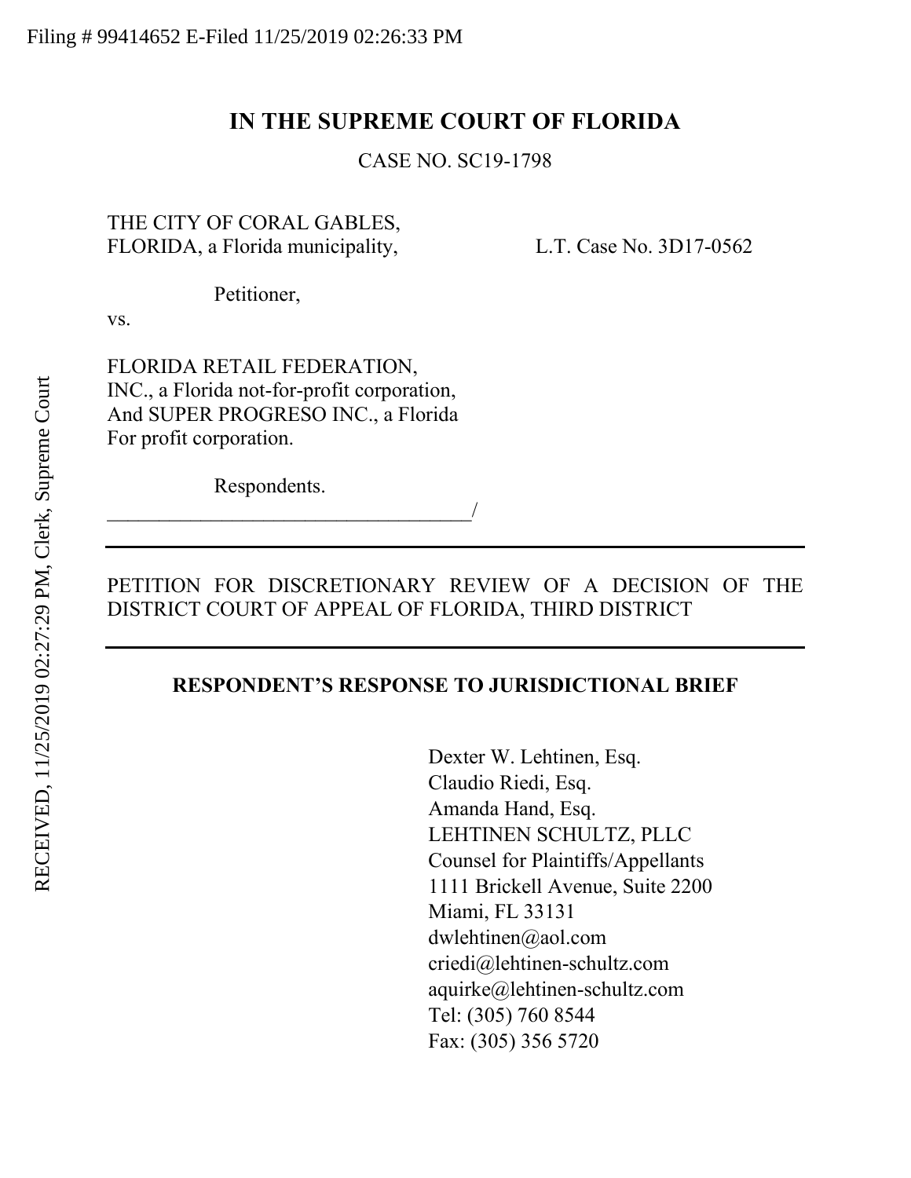Filing # 99414652 E-Filed 11/25/2019 02:26:33 PM

RECEIVED, 11/25/2019 02:27:29 PM, Clerk, Supreme Court

# IN THE SUPREME COURT OF FLORIDA

CASE NO. SC19-1798

THE CITY OF CORAL GABLES,
FLORIDA, a Florida municipality,

L.T. Case No. 3D17-0562

Petitioner,

vs.

FLORIDA RETAIL FEDERATION,
INC., a Florida not-for-profit corporation,
And SUPER PROGRESO INC., a Florida
For profit corporation.

Respondents.
_______________________________________/

---

PETITION FOR DISCRETIONARY REVIEW OF A DECISION OF THE DISTRICT COURT OF APPEAL OF FLORIDA, THIRD DISTRICT

---

## RESPONDENT'S RESPONSE TO JURISDICTIONAL BRIEF

Dexter W. Lehtinen, Esq.
Claudio Riedi, Esq.
Amanda Hand, Esq.
LEHTINEN SCHULTZ, PLLC
Counsel for Plaintiffs/Appellants
1111 Brickell Avenue, Suite 2200
Miami, FL 33131
dwlehtinen@aol.com
criedi@lehtinen-schultz.com
aquirke@lehtinen-schultz.com
Tel: (305) 760 8544
Fax: (305) 356 5720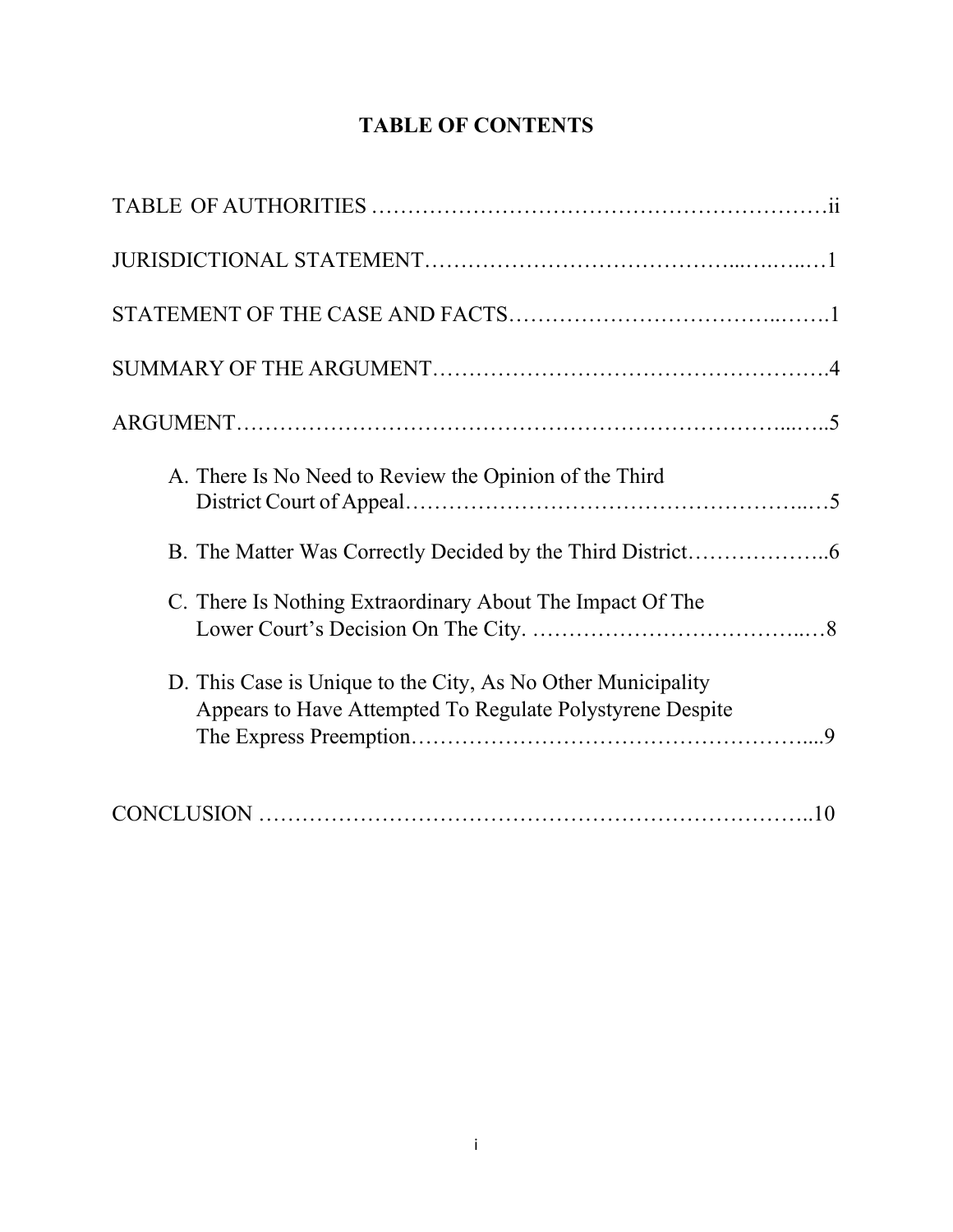# TABLE OF CONTENTS

TABLE OF AUTHORITIES …………………………………………………….ii

JURISDICTIONAL STATEMENT…………………………………...…..…..…1

STATEMENT OF THE CASE AND FACTS……………………………..…….1

SUMMARY OF THE ARGUMENT…………………………………………….4

ARGUMENT…………………………………………………………………...…..5

A. There Is No Need to Review the Opinion of the Third District Court of Appeal……………………………………………...…5

B. The Matter Was Correctly Decided by the Third District………………..6

C. There Is Nothing Extraordinary About The Impact Of The Lower Court's Decision On The City. ………………………………..…8

D. This Case is Unique to the City, As No Other Municipality Appears to Have Attempted To Regulate Polystyrene Despite The Express Preemption……………………………………………....9

CONCLUSION ………………………………………………………………...10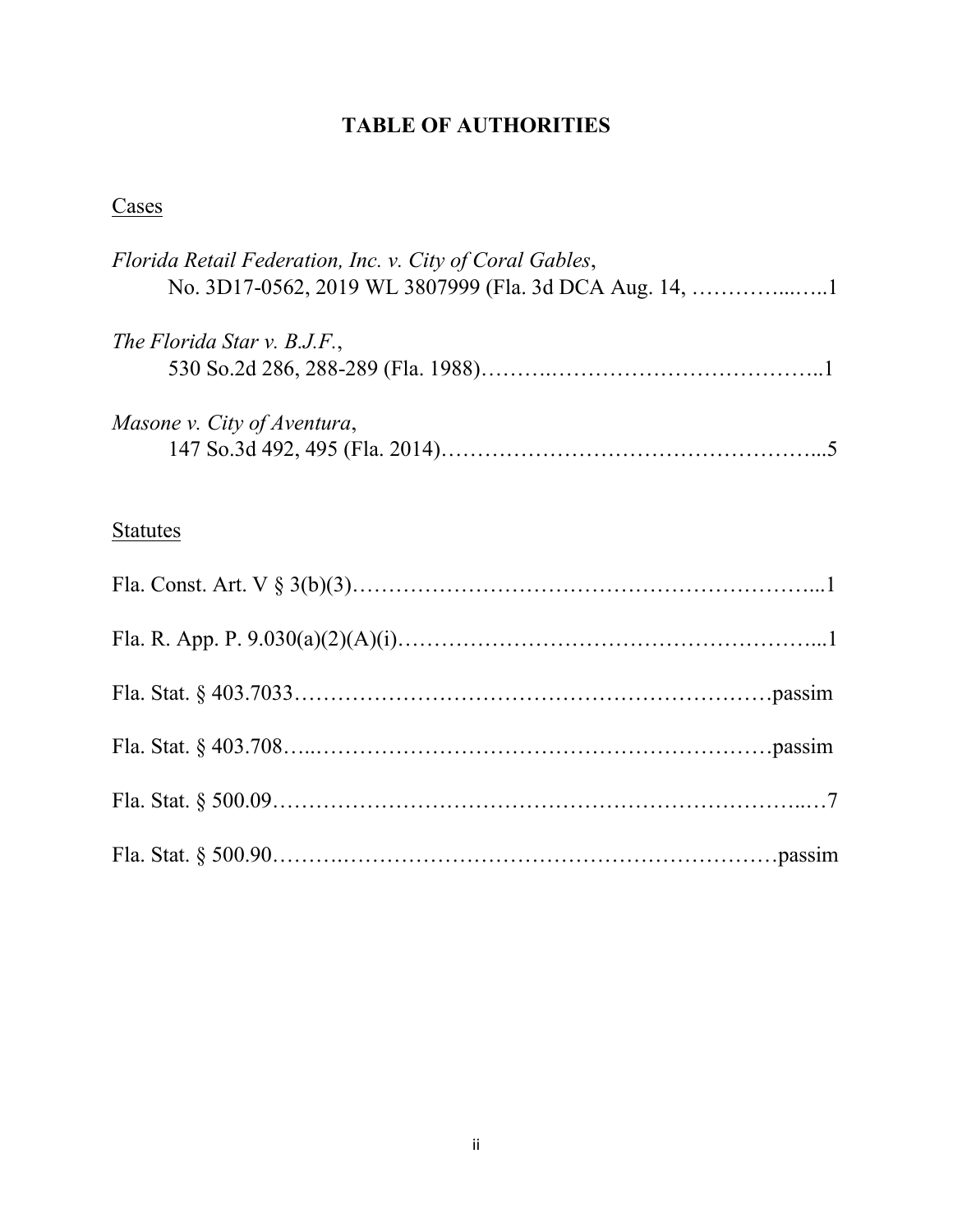# TABLE OF AUTHORITIES

Cases

*Florida Retail Federation, Inc. v. City of Coral Gables*,
No. 3D17-0562, 2019 WL 3807999 (Fla. 3d DCA Aug. 14, …………...…..1

*The Florida Star v. B.J.F.*,
530 So.2d 286, 288-289 (Fla. 1988)……….………………………………..1

*Masone v. City of Aventura*,
147 So.3d 492, 495 (Fla. 2014)……………………………………………...5

Statutes

Fla. Const. Art. V § 3(b)(3)……………………………………………………...1

Fla. R. App. P. 9.030(a)(2)(A)(i)…………………………………………………...1

Fla. Stat. § 403.7033………………………………………………………passim

Fla. Stat. § 403.708…..……………………………………………………passim

Fla. Stat. § 500.09………………………………………………………………..…7

Fla. Stat. § 500.90……….………………………………………………passim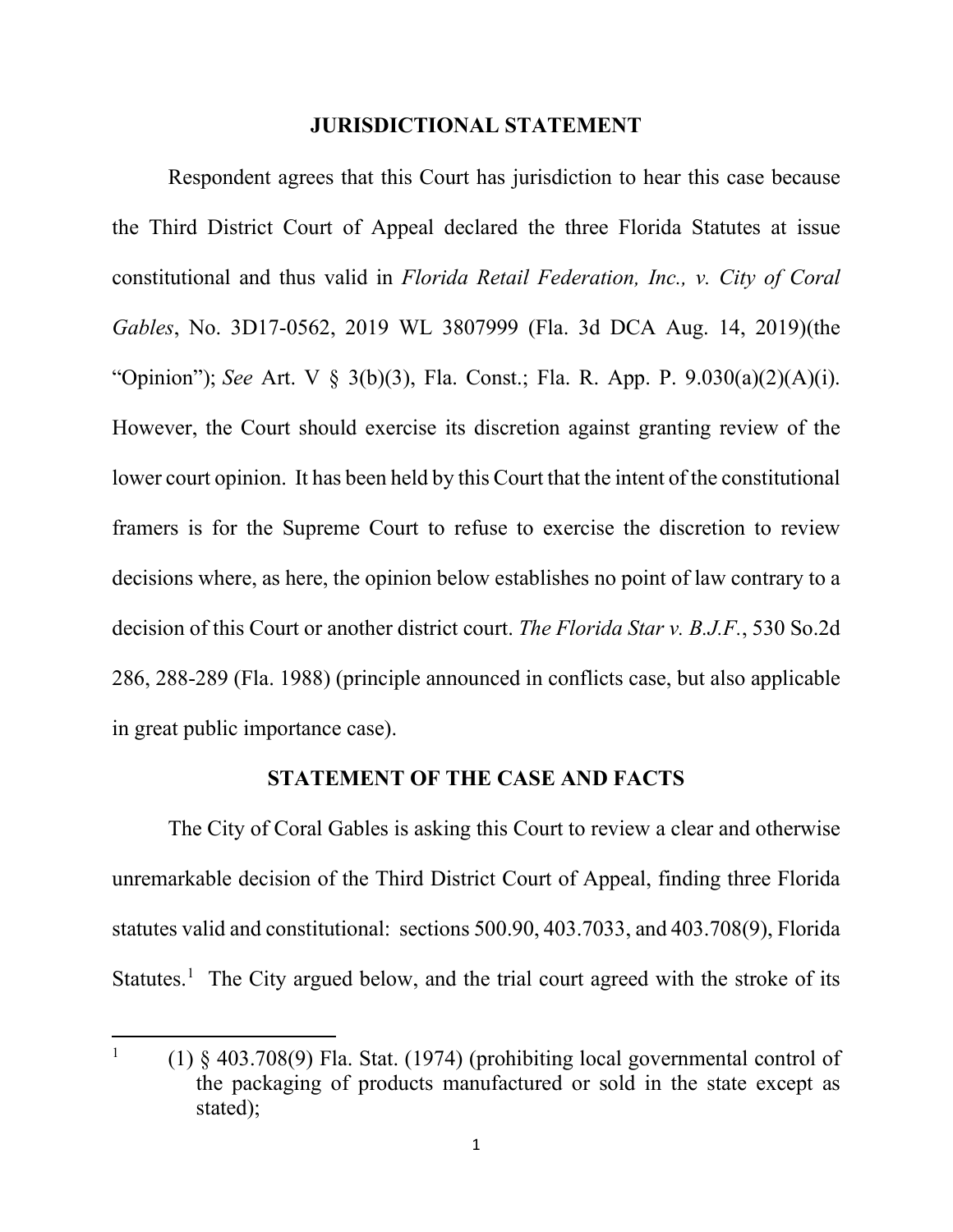## JURISDICTIONAL STATEMENT

Respondent agrees that this Court has jurisdiction to hear this case because the Third District Court of Appeal declared the three Florida Statutes at issue constitutional and thus valid in *Florida Retail Federation, Inc., v. City of Coral Gables*, No. 3D17-0562, 2019 WL 3807999 (Fla. 3d DCA Aug. 14, 2019)(the "Opinion"); *See* Art. V § 3(b)(3), Fla. Const.; Fla. R. App. P. 9.030(a)(2)(A)(i). However, the Court should exercise its discretion against granting review of the lower court opinion. It has been held by this Court that the intent of the constitutional framers is for the Supreme Court to refuse to exercise the discretion to review decisions where, as here, the opinion below establishes no point of law contrary to a decision of this Court or another district court. *The Florida Star v. B.J.F.*, 530 So.2d 286, 288-289 (Fla. 1988) (principle announced in conflicts case, but also applicable in great public importance case).

## STATEMENT OF THE CASE AND FACTS

The City of Coral Gables is asking this Court to review a clear and otherwise unremarkable decision of the Third District Court of Appeal, finding three Florida statutes valid and constitutional: sections 500.90, 403.7033, and 403.708(9), Florida Statutes.[1] The City argued below, and the trial court agreed with the stroke of its

---

[1] (1) § 403.708(9) Fla. Stat. (1974) (prohibiting local governmental control of the packaging of products manufactured or sold in the state except as stated);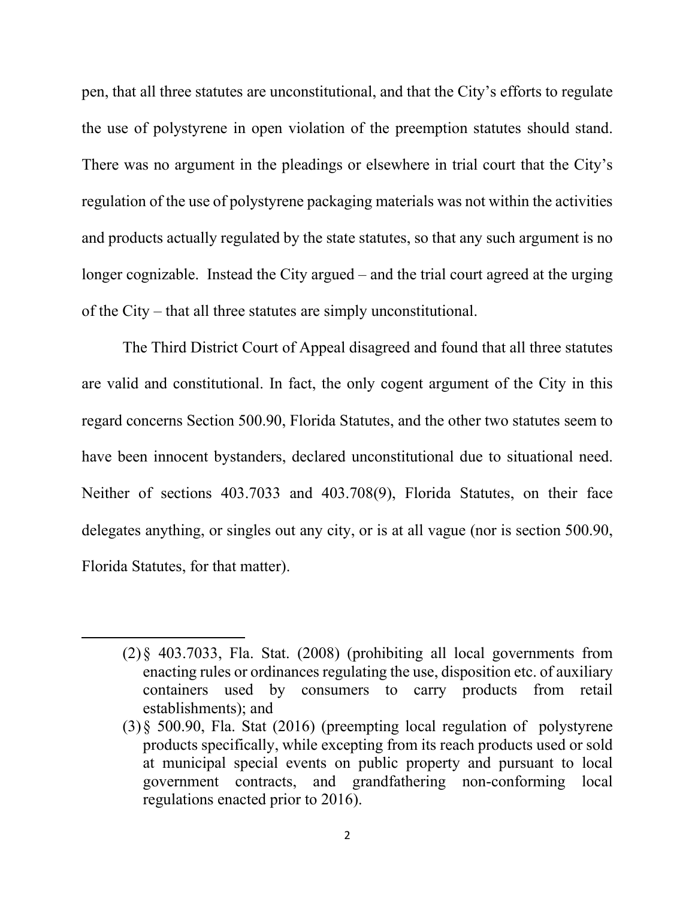pen, that all three statutes are unconstitutional, and that the City's efforts to regulate the use of polystyrene in open violation of the preemption statutes should stand. There was no argument in the pleadings or elsewhere in trial court that the City's regulation of the use of polystyrene packaging materials was not within the activities and products actually regulated by the state statutes, so that any such argument is no longer cognizable. Instead the City argued – and the trial court agreed at the urging of the City – that all three statutes are simply unconstitutional.

The Third District Court of Appeal disagreed and found that all three statutes are valid and constitutional. In fact, the only cogent argument of the City in this regard concerns Section 500.90, Florida Statutes, and the other two statutes seem to have been innocent bystanders, declared unconstitutional due to situational need. Neither of sections 403.7033 and 403.708(9), Florida Statutes, on their face delegates anything, or singles out any city, or is at all vague (nor is section 500.90, Florida Statutes, for that matter).

---

(2) § 403.7033, Fla. Stat. (2008) (prohibiting all local governments from enacting rules or ordinances regulating the use, disposition etc. of auxiliary containers used by consumers to carry products from retail establishments); and

(3) § 500.90, Fla. Stat (2016) (preempting local regulation of polystyrene products specifically, while excepting from its reach products used or sold at municipal special events on public property and pursuant to local government contracts, and grandfathering non-conforming local regulations enacted prior to 2016).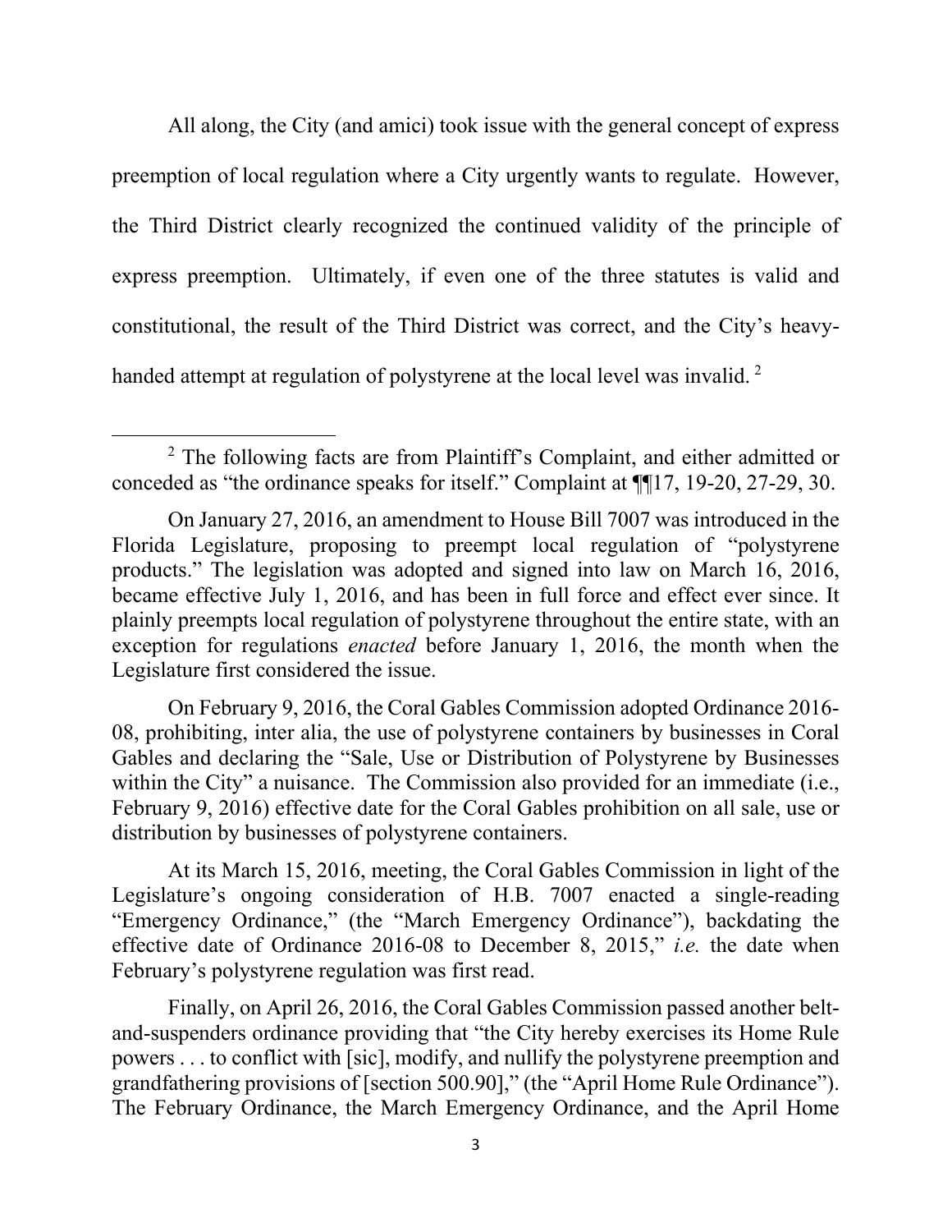All along, the City (and amici) took issue with the general concept of express preemption of local regulation where a City urgently wants to regulate. However, the Third District clearly recognized the continued validity of the principle of express preemption. Ultimately, if even one of the three statutes is valid and constitutional, the result of the Third District was correct, and the City's heavy-handed attempt at regulation of polystyrene at the local level was invalid. [2]

---

[2] The following facts are from Plaintiff's Complaint, and either admitted or conceded as "the ordinance speaks for itself." Complaint at ¶¶17, 19-20, 27-29, 30.

On January 27, 2016, an amendment to House Bill 7007 was introduced in the Florida Legislature, proposing to preempt local regulation of "polystyrene products." The legislation was adopted and signed into law on March 16, 2016, became effective July 1, 2016, and has been in full force and effect ever since. It plainly preempts local regulation of polystyrene throughout the entire state, with an exception for regulations *enacted* before January 1, 2016, the month when the Legislature first considered the issue.

On February 9, 2016, the Coral Gables Commission adopted Ordinance 2016-08, prohibiting, inter alia, the use of polystyrene containers by businesses in Coral Gables and declaring the "Sale, Use or Distribution of Polystyrene by Businesses within the City" a nuisance. The Commission also provided for an immediate (i.e., February 9, 2016) effective date for the Coral Gables prohibition on all sale, use or distribution by businesses of polystyrene containers.

At its March 15, 2016, meeting, the Coral Gables Commission in light of the Legislature's ongoing consideration of H.B. 7007 enacted a single-reading "Emergency Ordinance," (the "March Emergency Ordinance"), backdating the effective date of Ordinance 2016-08 to December 8, 2015," *i.e.* the date when February's polystyrene regulation was first read.

Finally, on April 26, 2016, the Coral Gables Commission passed another belt-and-suspenders ordinance providing that "the City hereby exercises its Home Rule powers . . . to conflict with [sic], modify, and nullify the polystyrene preemption and grandfathering provisions of [section 500.90]," (the "April Home Rule Ordinance"). The February Ordinance, the March Emergency Ordinance, and the April Home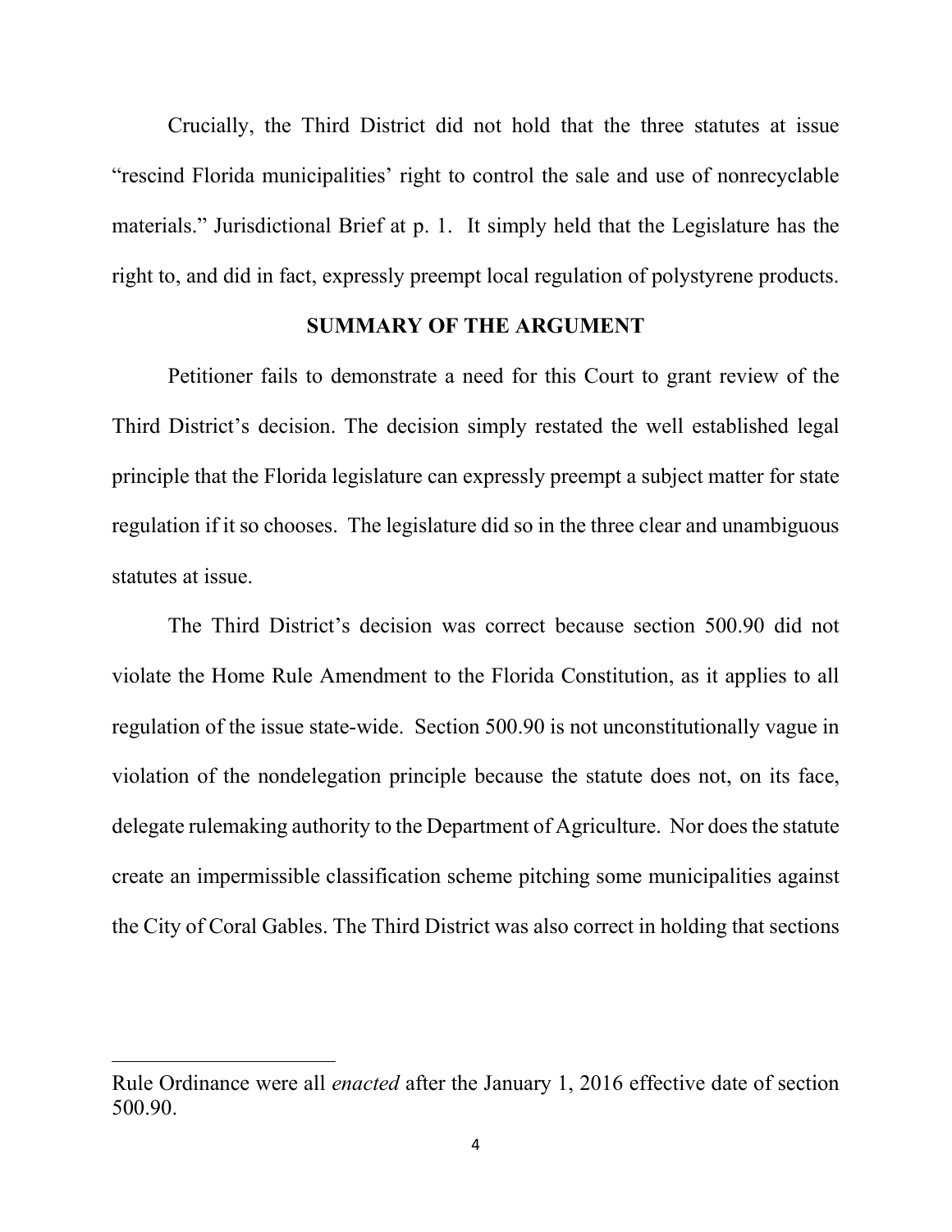Crucially, the Third District did not hold that the three statutes at issue "rescind Florida municipalities' right to control the sale and use of nonrecyclable materials." Jurisdictional Brief at p. 1. It simply held that the Legislature has the right to, and did in fact, expressly preempt local regulation of polystyrene products.

## SUMMARY OF THE ARGUMENT

Petitioner fails to demonstrate a need for this Court to grant review of the Third District's decision. The decision simply restated the well established legal principle that the Florida legislature can expressly preempt a subject matter for state regulation if it so chooses. The legislature did so in the three clear and unambiguous statutes at issue.

The Third District's decision was correct because section 500.90 did not violate the Home Rule Amendment to the Florida Constitution, as it applies to all regulation of the issue state-wide. Section 500.90 is not unconstitutionally vague in violation of the nondelegation principle because the statute does not, on its face, delegate rulemaking authority to the Department of Agriculture. Nor does the statute create an impermissible classification scheme pitching some municipalities against the City of Coral Gables. The Third District was also correct in holding that sections

---

Rule Ordinance were all *enacted* after the January 1, 2016 effective date of section 500.90.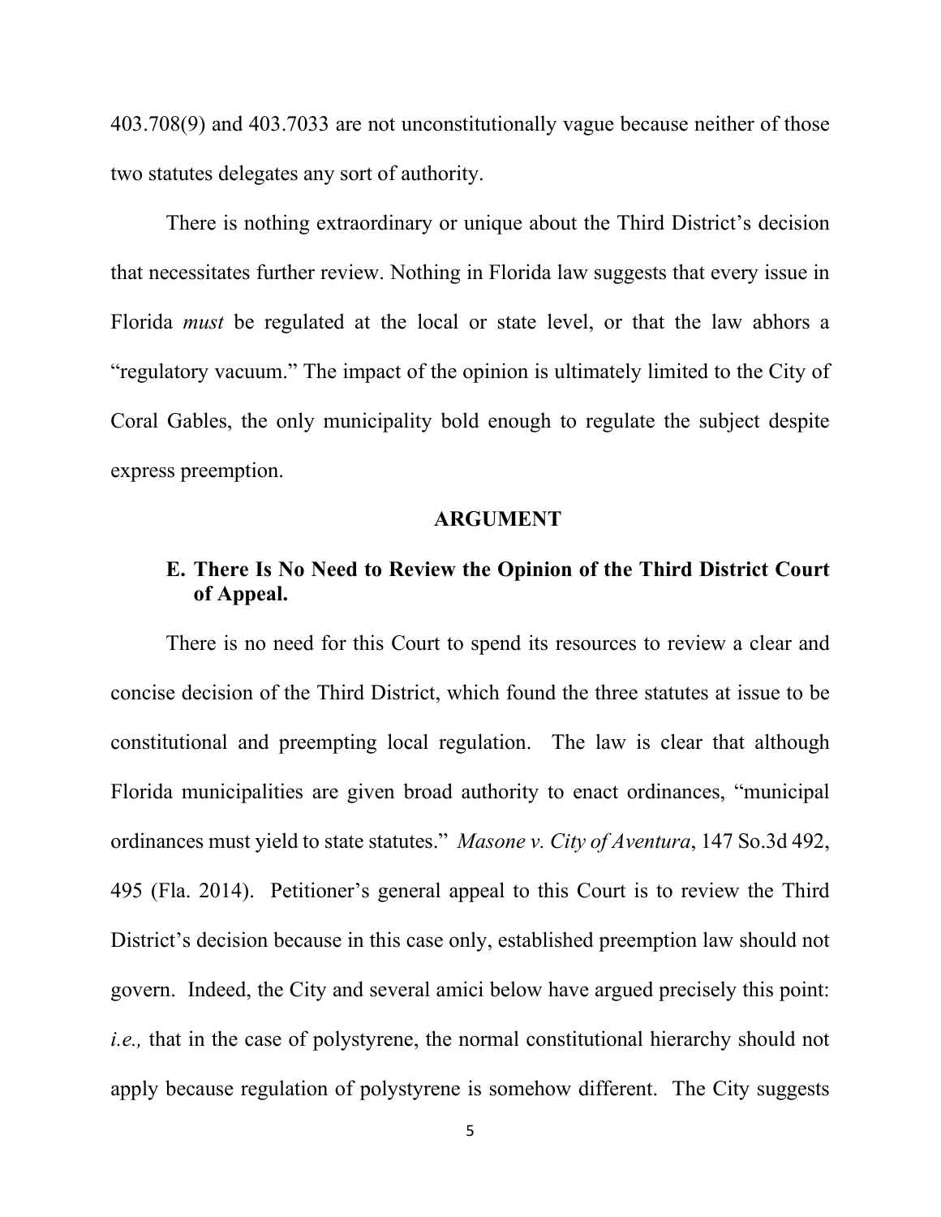403.708(9) and 403.7033 are not unconstitutionally vague because neither of those two statutes delegates any sort of authority.

There is nothing extraordinary or unique about the Third District's decision that necessitates further review. Nothing in Florida law suggests that every issue in Florida *must* be regulated at the local or state level, or that the law abhors a "regulatory vacuum." The impact of the opinion is ultimately limited to the City of Coral Gables, the only municipality bold enough to regulate the subject despite express preemption.

## ARGUMENT

### E. There Is No Need to Review the Opinion of the Third District Court of Appeal.

There is no need for this Court to spend its resources to review a clear and concise decision of the Third District, which found the three statutes at issue to be constitutional and preempting local regulation. The law is clear that although Florida municipalities are given broad authority to enact ordinances, "municipal ordinances must yield to state statutes." *Masone v. City of Aventura*, 147 So.3d 492, 495 (Fla. 2014). Petitioner's general appeal to this Court is to review the Third District's decision because in this case only, established preemption law should not govern. Indeed, the City and several amici below have argued precisely this point: *i.e.,* that in the case of polystyrene, the normal constitutional hierarchy should not apply because regulation of polystyrene is somehow different. The City suggests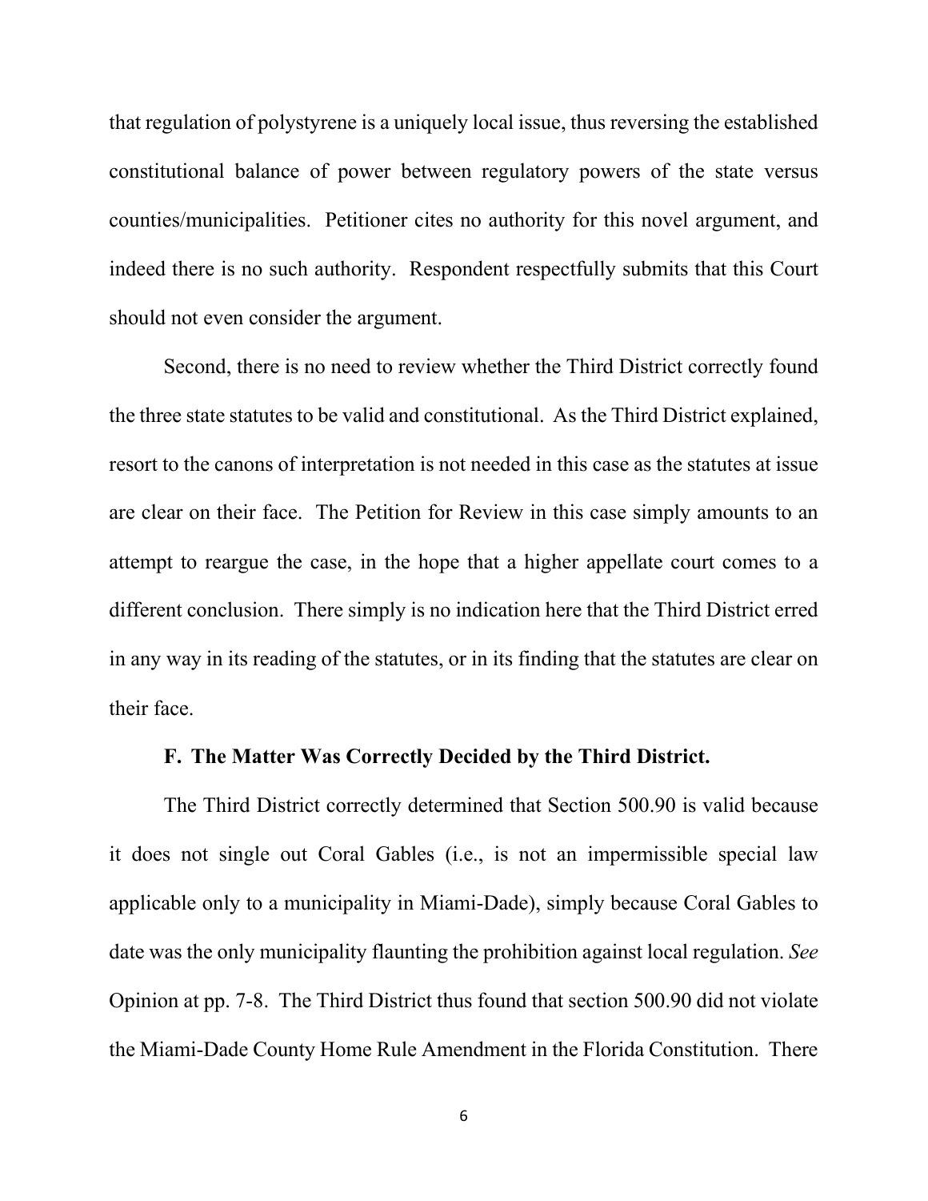that regulation of polystyrene is a uniquely local issue, thus reversing the established constitutional balance of power between regulatory powers of the state versus counties/municipalities. Petitioner cites no authority for this novel argument, and indeed there is no such authority. Respondent respectfully submits that this Court should not even consider the argument.

Second, there is no need to review whether the Third District correctly found the three state statutes to be valid and constitutional. As the Third District explained, resort to the canons of interpretation is not needed in this case as the statutes at issue are clear on their face. The Petition for Review in this case simply amounts to an attempt to reargue the case, in the hope that a higher appellate court comes to a different conclusion. There simply is no indication here that the Third District erred in any way in its reading of the statutes, or in its finding that the statutes are clear on their face.

**F. The Matter Was Correctly Decided by the Third District.**

The Third District correctly determined that Section 500.90 is valid because it does not single out Coral Gables (i.e., is not an impermissible special law applicable only to a municipality in Miami-Dade), simply because Coral Gables to date was the only municipality flaunting the prohibition against local regulation. *See* Opinion at pp. 7-8. The Third District thus found that section 500.90 did not violate the Miami-Dade County Home Rule Amendment in the Florida Constitution. There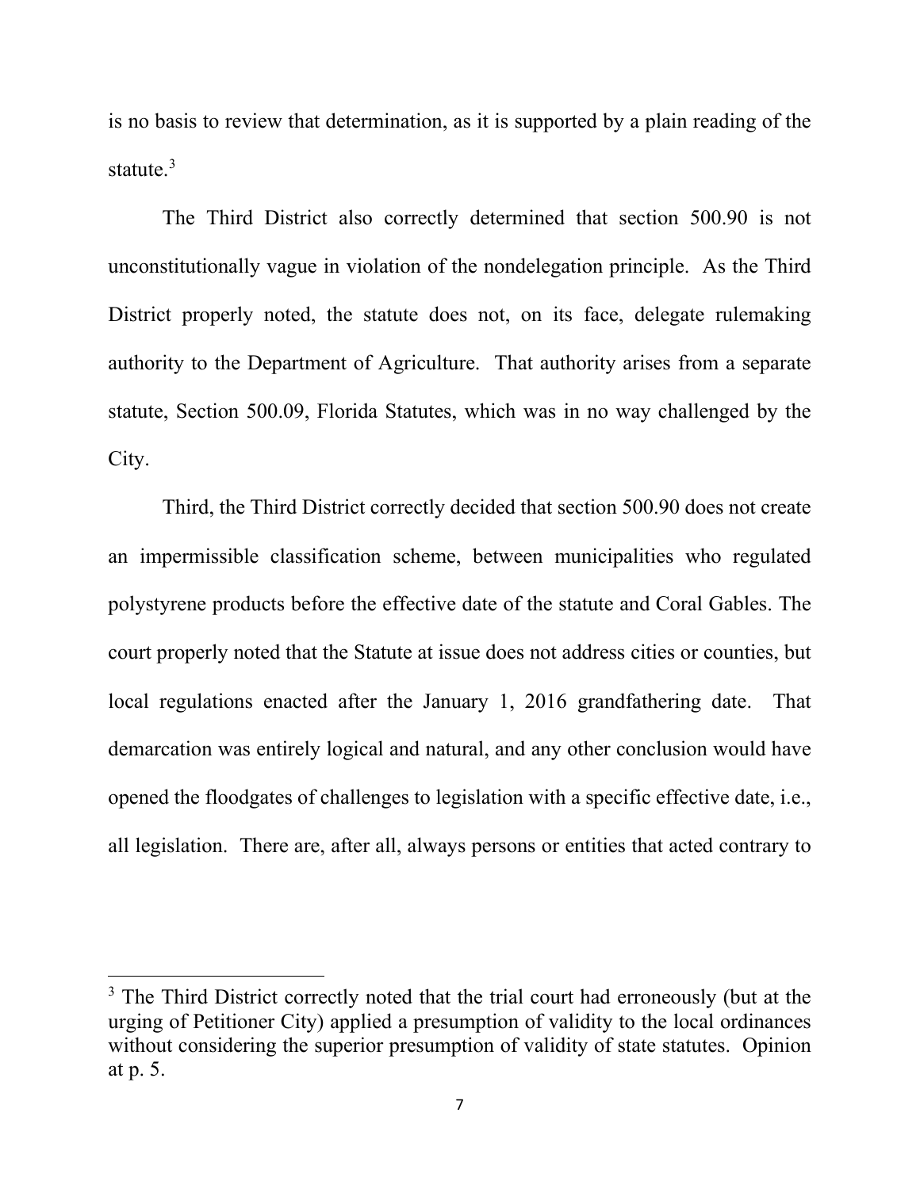is no basis to review that determination, as it is supported by a plain reading of the statute.[3]

The Third District also correctly determined that section 500.90 is not unconstitutionally vague in violation of the nondelegation principle. As the Third District properly noted, the statute does not, on its face, delegate rulemaking authority to the Department of Agriculture. That authority arises from a separate statute, Section 500.09, Florida Statutes, which was in no way challenged by the City.

Third, the Third District correctly decided that section 500.90 does not create an impermissible classification scheme, between municipalities who regulated polystyrene products before the effective date of the statute and Coral Gables. The court properly noted that the Statute at issue does not address cities or counties, but local regulations enacted after the January 1, 2016 grandfathering date. That demarcation was entirely logical and natural, and any other conclusion would have opened the floodgates of challenges to legislation with a specific effective date, i.e., all legislation. There are, after all, always persons or entities that acted contrary to

---

[3] The Third District correctly noted that the trial court had erroneously (but at the urging of Petitioner City) applied a presumption of validity to the local ordinances without considering the superior presumption of validity of state statutes. Opinion at p. 5.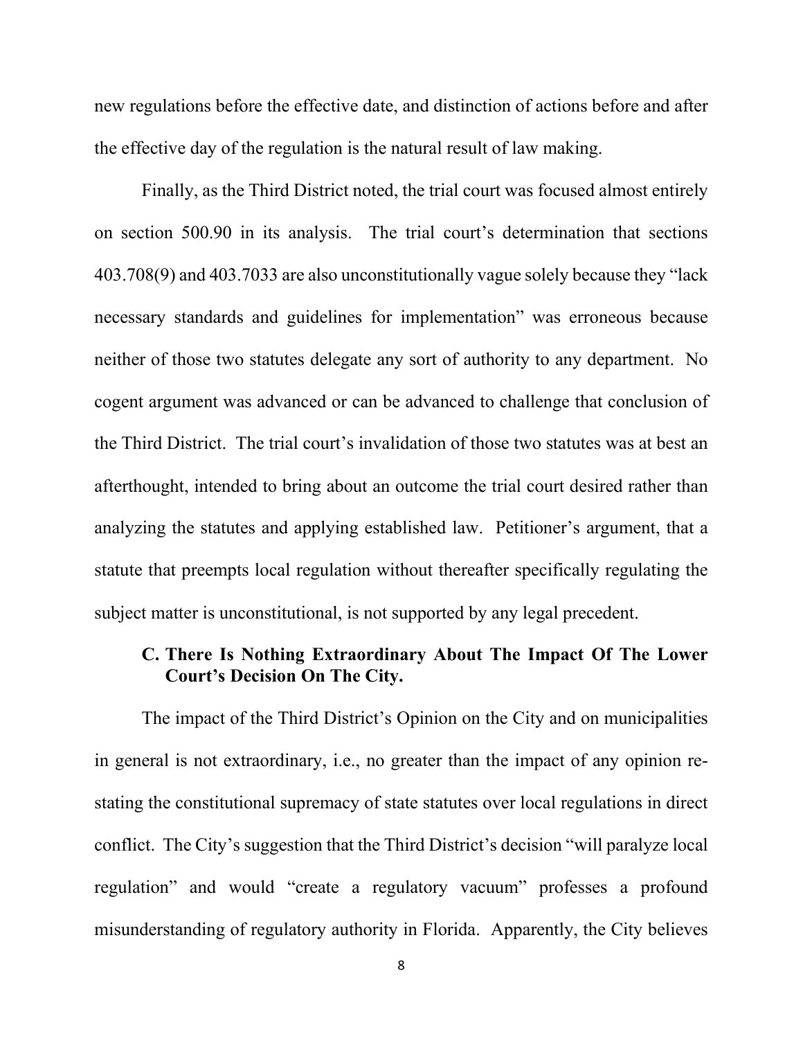new regulations before the effective date, and distinction of actions before and after the effective day of the regulation is the natural result of law making.

Finally, as the Third District noted, the trial court was focused almost entirely on section 500.90 in its analysis. The trial court's determination that sections 403.708(9) and 403.7033 are also unconstitutionally vague solely because they "lack necessary standards and guidelines for implementation" was erroneous because neither of those two statutes delegate any sort of authority to any department. No cogent argument was advanced or can be advanced to challenge that conclusion of the Third District. The trial court's invalidation of those two statutes was at best an afterthought, intended to bring about an outcome the trial court desired rather than analyzing the statutes and applying established law. Petitioner's argument, that a statute that preempts local regulation without thereafter specifically regulating the subject matter is unconstitutional, is not supported by any legal precedent.

### C. There Is Nothing Extraordinary About The Impact Of The Lower Court's Decision On The City.

The impact of the Third District's Opinion on the City and on municipalities in general is not extraordinary, i.e., no greater than the impact of any opinion re-stating the constitutional supremacy of state statutes over local regulations in direct conflict. The City's suggestion that the Third District's decision "will paralyze local regulation" and would "create a regulatory vacuum" professes a profound misunderstanding of regulatory authority in Florida. Apparently, the City believes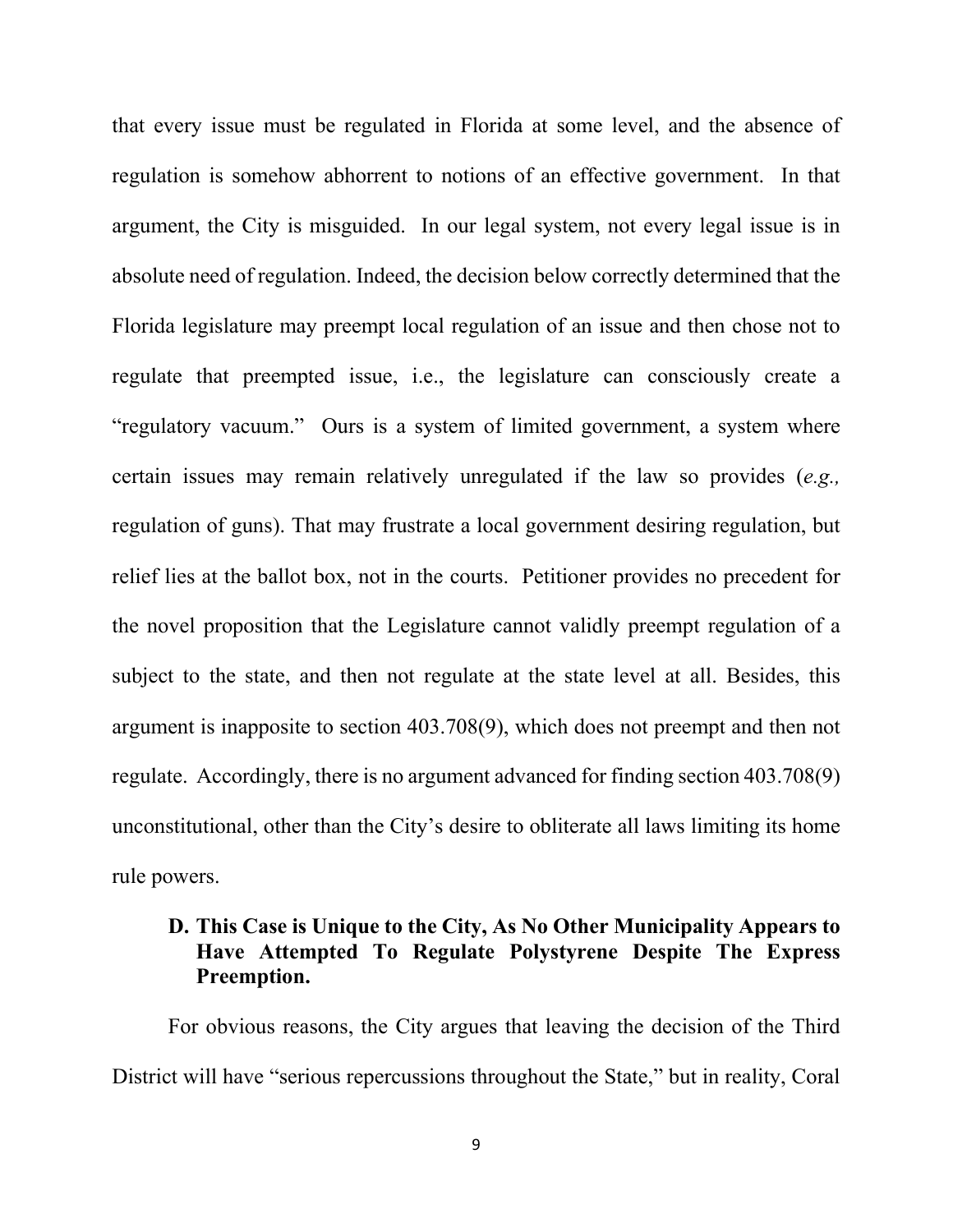that every issue must be regulated in Florida at some level, and the absence of regulation is somehow abhorrent to notions of an effective government. In that argument, the City is misguided. In our legal system, not every legal issue is in absolute need of regulation. Indeed, the decision below correctly determined that the Florida legislature may preempt local regulation of an issue and then chose not to regulate that preempted issue, i.e., the legislature can consciously create a "regulatory vacuum." Ours is a system of limited government, a system where certain issues may remain relatively unregulated if the law so provides (*e.g.,* regulation of guns). That may frustrate a local government desiring regulation, but relief lies at the ballot box, not in the courts. Petitioner provides no precedent for the novel proposition that the Legislature cannot validly preempt regulation of a subject to the state, and then not regulate at the state level at all. Besides, this argument is inapposite to section 403.708(9), which does not preempt and then not regulate. Accordingly, there is no argument advanced for finding section 403.708(9) unconstitutional, other than the City's desire to obliterate all laws limiting its home rule powers.

### D. This Case is Unique to the City, As No Other Municipality Appears to Have Attempted To Regulate Polystyrene Despite The Express Preemption.

For obvious reasons, the City argues that leaving the decision of the Third District will have "serious repercussions throughout the State," but in reality, Coral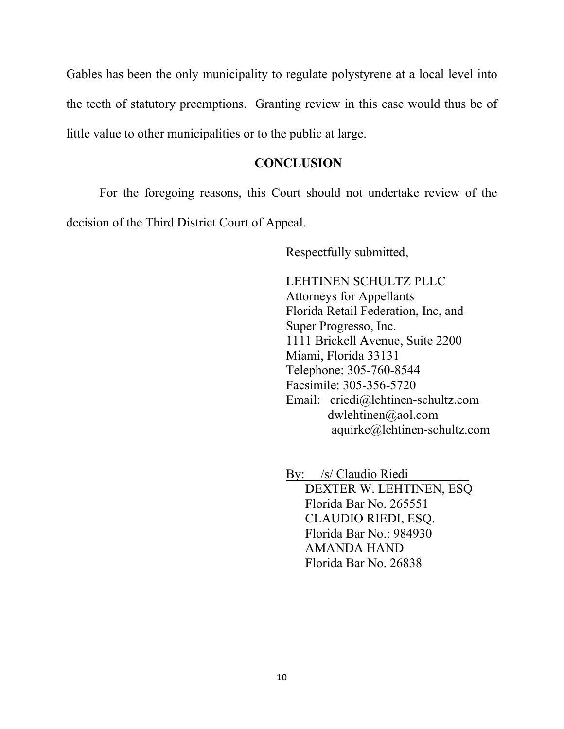Gables has been the only municipality to regulate polystyrene at a local level into the teeth of statutory preemptions. Granting review in this case would thus be of little value to other municipalities or to the public at large.

## CONCLUSION

For the foregoing reasons, this Court should not undertake review of the decision of the Third District Court of Appeal.

Respectfully submitted,

LEHTINEN SCHULTZ PLLC
Attorneys for Appellants
Florida Retail Federation, Inc, and
Super Progresso, Inc.
1111 Brickell Avenue, Suite 2200
Miami, Florida 33131
Telephone: 305-760-8544
Facsimile: 305-356-5720
Email: criedi@lehtinen-schultz.com
dwlehtinen@aol.com
aquirke@lehtinen-schultz.com

By: /s/ Claudio Riedi
DEXTER W. LEHTINEN, ESQ
Florida Bar No. 265551
CLAUDIO RIEDI, ESQ.
Florida Bar No.: 984930
AMANDA HAND
Florida Bar No. 26838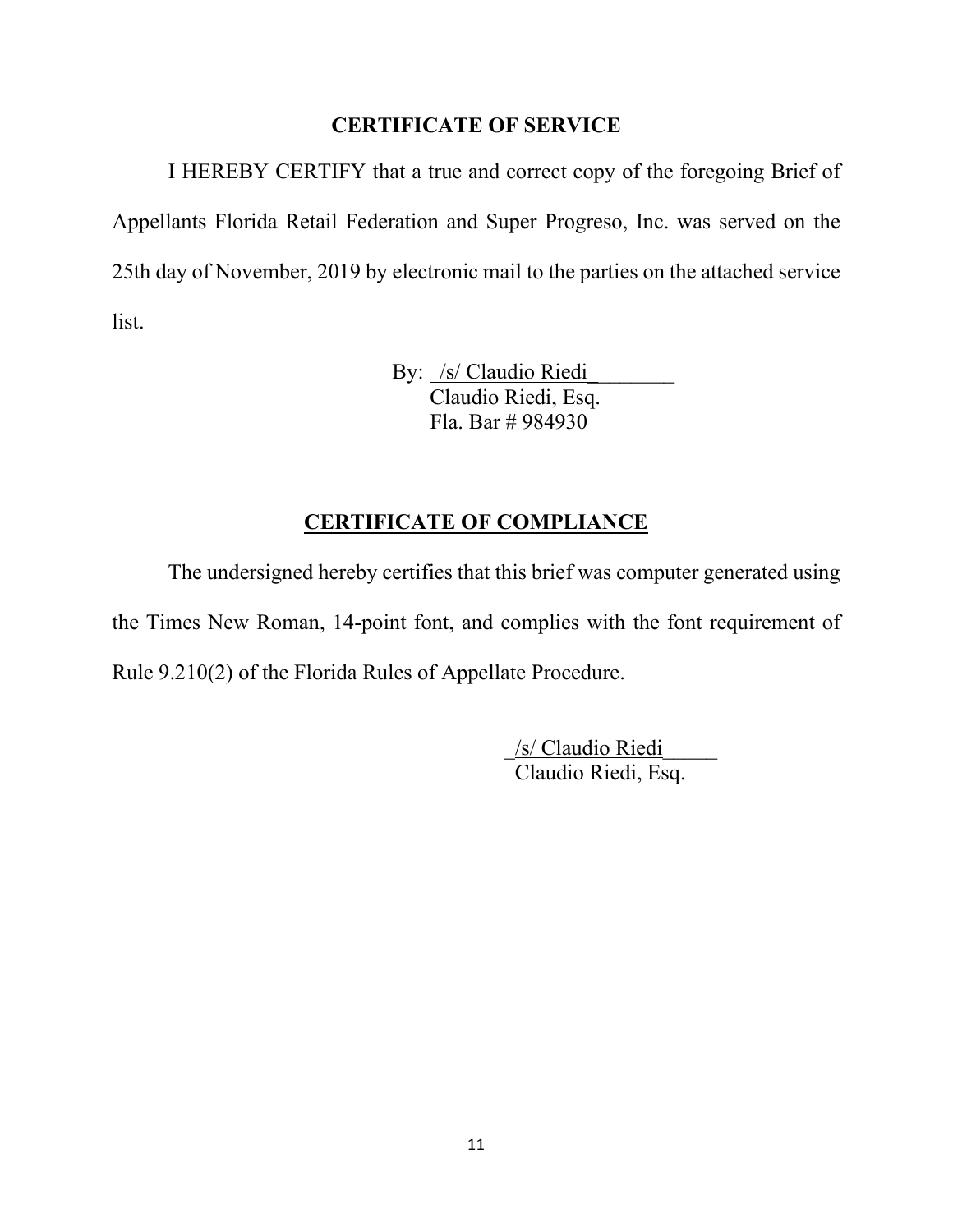## CERTIFICATE OF SERVICE

I HEREBY CERTIFY that a true and correct copy of the foregoing Brief of Appellants Florida Retail Federation and Super Progreso, Inc. was served on the 25th day of November, 2019 by electronic mail to the parties on the attached service list.

By: /s/ Claudio Riedi
Claudio Riedi, Esq.
Fla. Bar # 984930

## CERTIFICATE OF COMPLIANCE

The undersigned hereby certifies that this brief was computer generated using the Times New Roman, 14-point font, and complies with the font requirement of Rule 9.210(2) of the Florida Rules of Appellate Procedure.

/s/ Claudio Riedi
Claudio Riedi, Esq.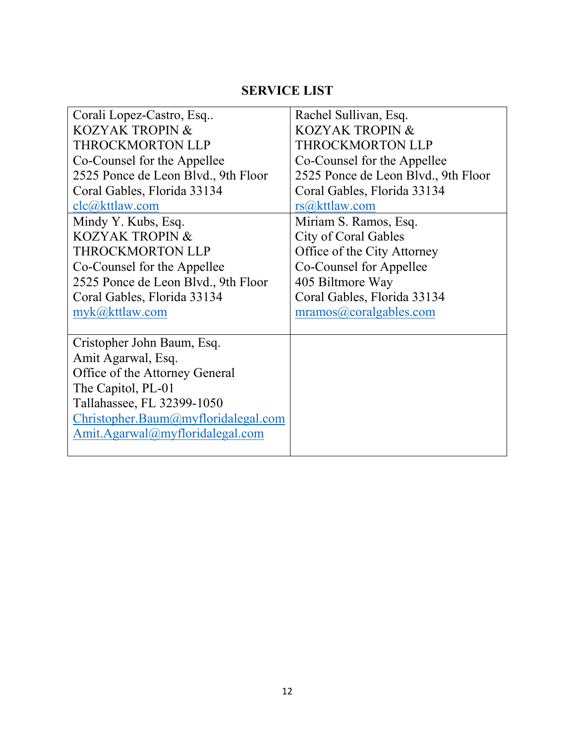## SERVICE LIST

| | |
|---|---|
| Corali Lopez-Castro, Esq..<br>KOZYAK TROPIN & THROCKMORTON LLP<br>Co-Counsel for the Appellee<br>2525 Ponce de Leon Blvd., 9th Floor<br>Coral Gables, Florida 33134<br>clc@kttlaw.com | Rachel Sullivan, Esq.<br>KOZYAK TROPIN & THROCKMORTON LLP<br>Co-Counsel for the Appellee<br>2525 Ponce de Leon Blvd., 9th Floor<br>Coral Gables, Florida 33134<br>rs@kttlaw.com |
| Mindy Y. Kubs, Esq.<br>KOZYAK TROPIN & THROCKMORTON LLP<br>Co-Counsel for the Appellee<br>2525 Ponce de Leon Blvd., 9th Floor<br>Coral Gables, Florida 33134<br>myk@kttlaw.com | Miriam S. Ramos, Esq.<br>City of Coral Gables<br>Office of the City Attorney<br>Co-Counsel for Appellee<br>405 Biltmore Way<br>Coral Gables, Florida 33134<br>mramos@coralgables.com |
| Cristopher John Baum, Esq.<br>Amit Agarwal, Esq.<br>Office of the Attorney General<br>The Capitol, PL-01<br>Tallahassee, FL 32399-1050<br>Christopher.Baum@myfloridalegal.com<br>Amit.Agarwal@myfloridalegal.com | |